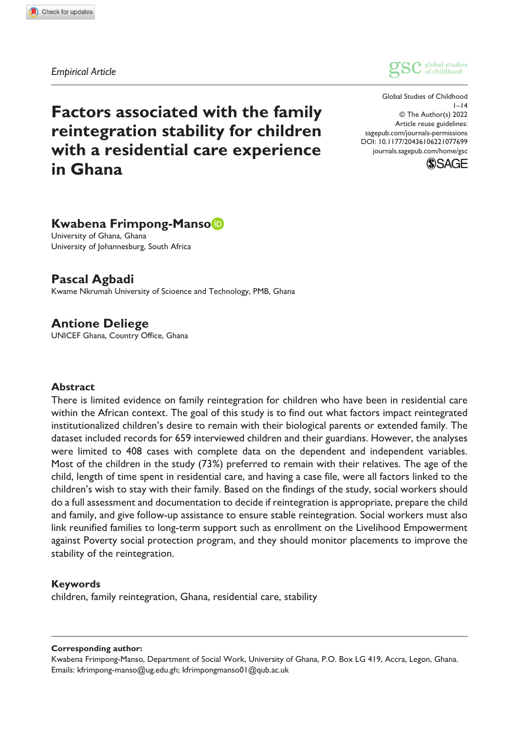*Empirical Article*

# Factors associated with the family reintegration stability for children with a residential care experience in Ghana

**Kwabena Frimpong-Manso**
University of Ghana, Ghana
University of Johannesburg, South Africa

**Pascal Agbadi**
Kwame Nkrumah University of Scioence and Technology, PMB, Ghana

**Antione Deliege**
UNICEF Ghana, Country Office, Ghana

Global Studies of Childhood
© The Author(s) 2022
Article reuse guidelines:
sagepub.com/journals-permissions
DOI: 10.1177/20436106221077699
journals.sagepub.com/home/gsc

## Abstract

There is limited evidence on family reintegration for children who have been in residential care within the African context. The goal of this study is to find out what factors impact reintegrated institutionalized children's desire to remain with their biological parents or extended family. The dataset included records for 659 interviewed children and their guardians. However, the analyses were limited to 408 cases with complete data on the dependent and independent variables. Most of the children in the study (73%) preferred to remain with their relatives. The age of the child, length of time spent in residential care, and having a case file, were all factors linked to the children's wish to stay with their family. Based on the findings of the study, social workers should do a full assessment and documentation to decide if reintegration is appropriate, prepare the child and family, and give follow-up assistance to ensure stable reintegration. Social workers must also link reunified families to long-term support such as enrollment on the Livelihood Empowerment against Poverty social protection program, and they should monitor placements to improve the stability of the reintegration.

## Keywords

children, family reintegration, Ghana, residential care, stability

**Corresponding author:**
Kwabena Frimpong-Manso, Department of Social Work, University of Ghana, P.O. Box LG 419, Accra, Legon, Ghana.
Emails: kfrimpong-manso@ug.edu.gh; kfrimpongmanso01@qub.ac.uk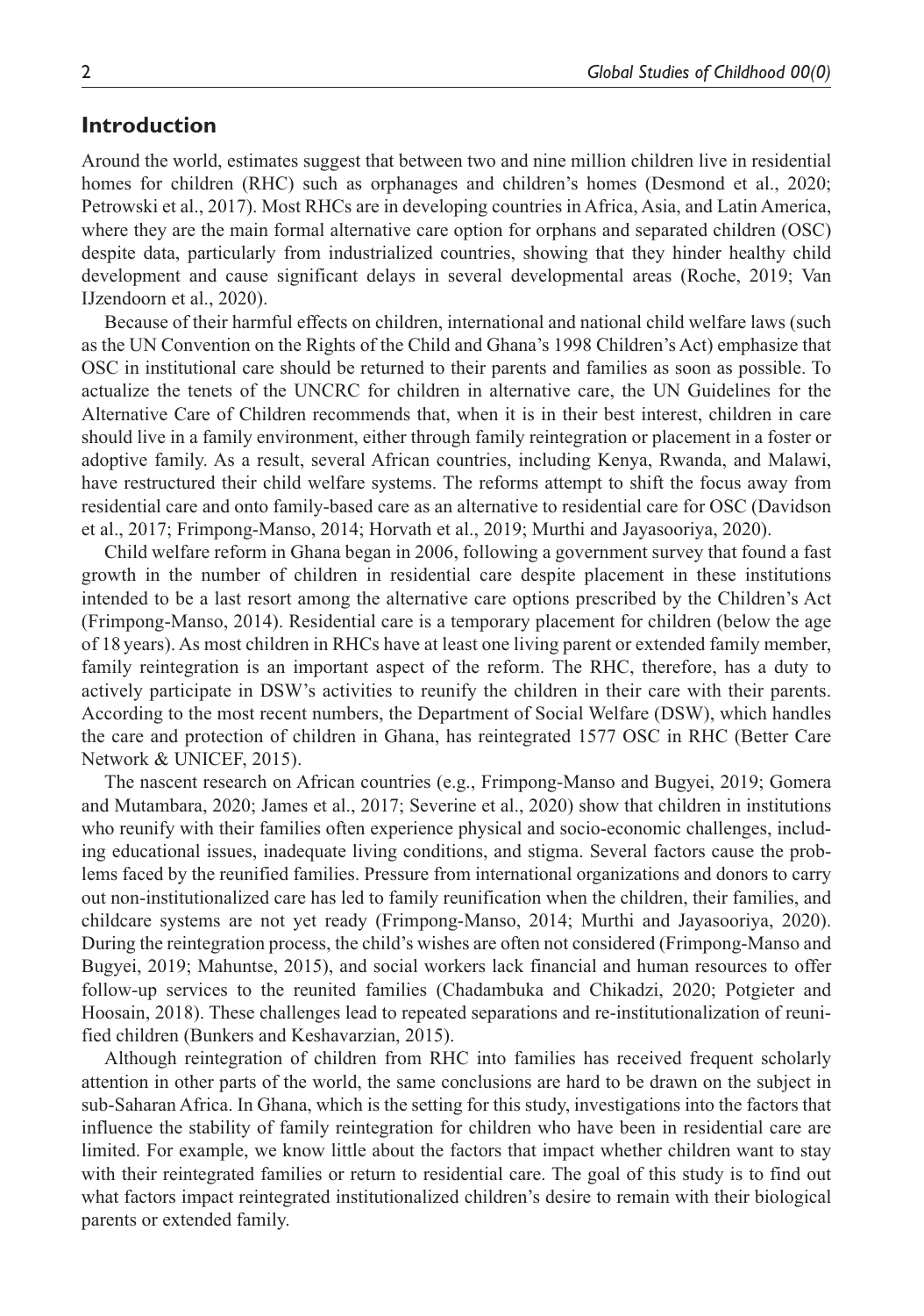## Introduction

Around the world, estimates suggest that between two and nine million children live in residential homes for children (RHC) such as orphanages and children's homes (Desmond et al., 2020; Petrowski et al., 2017). Most RHCs are in developing countries in Africa, Asia, and Latin America, where they are the main formal alternative care option for orphans and separated children (OSC) despite data, particularly from industrialized countries, showing that they hinder healthy child development and cause significant delays in several developmental areas (Roche, 2019; Van IJzendoorn et al., 2020).

Because of their harmful effects on children, international and national child welfare laws (such as the UN Convention on the Rights of the Child and Ghana's 1998 Children's Act) emphasize that OSC in institutional care should be returned to their parents and families as soon as possible. To actualize the tenets of the UNCRC for children in alternative care, the UN Guidelines for the Alternative Care of Children recommends that, when it is in their best interest, children in care should live in a family environment, either through family reintegration or placement in a foster or adoptive family. As a result, several African countries, including Kenya, Rwanda, and Malawi, have restructured their child welfare systems. The reforms attempt to shift the focus away from residential care and onto family-based care as an alternative to residential care for OSC (Davidson et al., 2017; Frimpong-Manso, 2014; Horvath et al., 2019; Murthi and Jayasooriya, 2020).

Child welfare reform in Ghana began in 2006, following a government survey that found a fast growth in the number of children in residential care despite placement in these institutions intended to be a last resort among the alternative care options prescribed by the Children's Act (Frimpong-Manso, 2014). Residential care is a temporary placement for children (below the age of 18 years). As most children in RHCs have at least one living parent or extended family member, family reintegration is an important aspect of the reform. The RHC, therefore, has a duty to actively participate in DSW's activities to reunify the children in their care with their parents. According to the most recent numbers, the Department of Social Welfare (DSW), which handles the care and protection of children in Ghana, has reintegrated 1577 OSC in RHC (Better Care Network & UNICEF, 2015).

The nascent research on African countries (e.g., Frimpong-Manso and Bugyei, 2019; Gomera and Mutambara, 2020; James et al., 2017; Severine et al., 2020) show that children in institutions who reunify with their families often experience physical and socio-economic challenges, including educational issues, inadequate living conditions, and stigma. Several factors cause the problems faced by the reunified families. Pressure from international organizations and donors to carry out non-institutionalized care has led to family reunification when the children, their families, and childcare systems are not yet ready (Frimpong-Manso, 2014; Murthi and Jayasooriya, 2020). During the reintegration process, the child's wishes are often not considered (Frimpong-Manso and Bugyei, 2019; Mahuntse, 2015), and social workers lack financial and human resources to offer follow-up services to the reunited families (Chadambuka and Chikadzi, 2020; Potgieter and Hoosain, 2018). These challenges lead to repeated separations and re-institutionalization of reunified children (Bunkers and Keshavarzian, 2015).

Although reintegration of children from RHC into families has received frequent scholarly attention in other parts of the world, the same conclusions are hard to be drawn on the subject in sub-Saharan Africa. In Ghana, which is the setting for this study, investigations into the factors that influence the stability of family reintegration for children who have been in residential care are limited. For example, we know little about the factors that impact whether children want to stay with their reintegrated families or return to residential care. The goal of this study is to find out what factors impact reintegrated institutionalized children's desire to remain with their biological parents or extended family.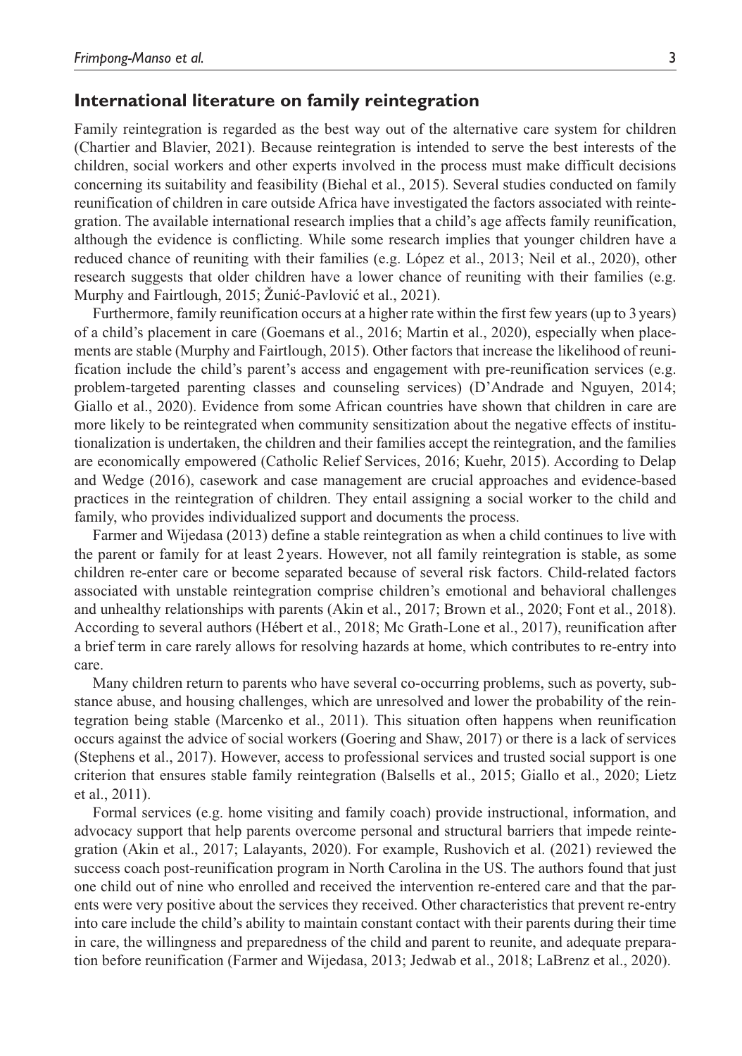## International literature on family reintegration

Family reintegration is regarded as the best way out of the alternative care system for children (Chartier and Blavier, 2021). Because reintegration is intended to serve the best interests of the children, social workers and other experts involved in the process must make difficult decisions concerning its suitability and feasibility (Biehal et al., 2015). Several studies conducted on family reunification of children in care outside Africa have investigated the factors associated with reintegration. The available international research implies that a child's age affects family reunification, although the evidence is conflicting. While some research implies that younger children have a reduced chance of reuniting with their families (e.g. López et al., 2013; Neil et al., 2020), other research suggests that older children have a lower chance of reuniting with their families (e.g. Murphy and Fairtlough, 2015; Žunić-Pavlović et al., 2021).

Furthermore, family reunification occurs at a higher rate within the first few years (up to 3 years) of a child's placement in care (Goemans et al., 2016; Martin et al., 2020), especially when placements are stable (Murphy and Fairtlough, 2015). Other factors that increase the likelihood of reunification include the child's parent's access and engagement with pre-reunification services (e.g. problem-targeted parenting classes and counseling services) (D'Andrade and Nguyen, 2014; Giallo et al., 2020). Evidence from some African countries have shown that children in care are more likely to be reintegrated when community sensitization about the negative effects of institutionalization is undertaken, the children and their families accept the reintegration, and the families are economically empowered (Catholic Relief Services, 2016; Kuehr, 2015). According to Delap and Wedge (2016), casework and case management are crucial approaches and evidence-based practices in the reintegration of children. They entail assigning a social worker to the child and family, who provides individualized support and documents the process.

Farmer and Wijedasa (2013) define a stable reintegration as when a child continues to live with the parent or family for at least 2 years. However, not all family reintegration is stable, as some children re-enter care or become separated because of several risk factors. Child-related factors associated with unstable reintegration comprise children's emotional and behavioral challenges and unhealthy relationships with parents (Akin et al., 2017; Brown et al., 2020; Font et al., 2018). According to several authors (Hébert et al., 2018; Mc Grath-Lone et al., 2017), reunification after a brief term in care rarely allows for resolving hazards at home, which contributes to re-entry into care.

Many children return to parents who have several co-occurring problems, such as poverty, substance abuse, and housing challenges, which are unresolved and lower the probability of the reintegration being stable (Marcenko et al., 2011). This situation often happens when reunification occurs against the advice of social workers (Goering and Shaw, 2017) or there is a lack of services (Stephens et al., 2017). However, access to professional services and trusted social support is one criterion that ensures stable family reintegration (Balsells et al., 2015; Giallo et al., 2020; Lietz et al., 2011).

Formal services (e.g. home visiting and family coach) provide instructional, information, and advocacy support that help parents overcome personal and structural barriers that impede reintegration (Akin et al., 2017; Lalayants, 2020). For example, Rushovich et al. (2021) reviewed the success coach post-reunification program in North Carolina in the US. The authors found that just one child out of nine who enrolled and received the intervention re-entered care and that the parents were very positive about the services they received. Other characteristics that prevent re-entry into care include the child's ability to maintain constant contact with their parents during their time in care, the willingness and preparedness of the child and parent to reunite, and adequate preparation before reunification (Farmer and Wijedasa, 2013; Jedwab et al., 2018; LaBrenz et al., 2020).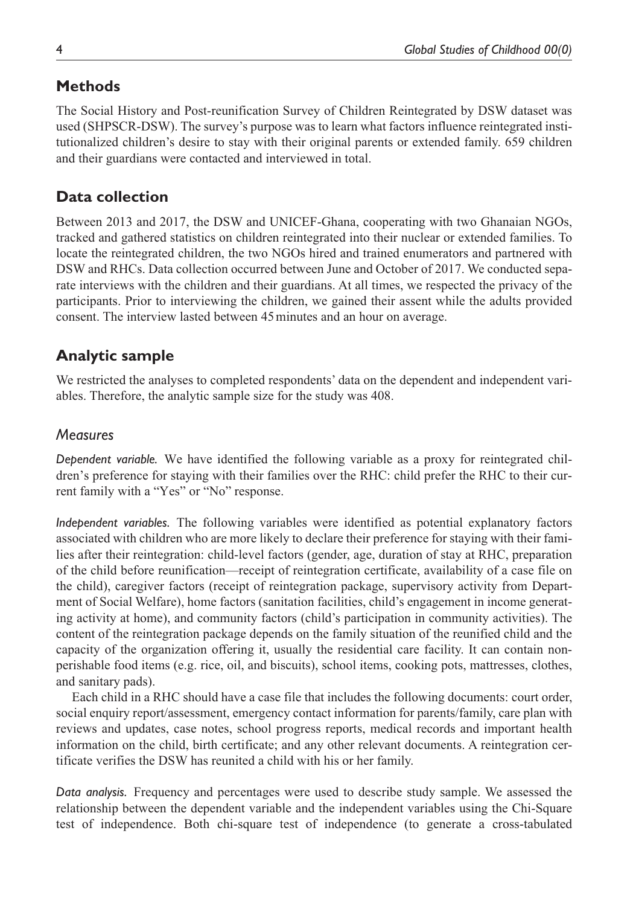## Methods

The Social History and Post-reunification Survey of Children Reintegrated by DSW dataset was used (SHPSCR-DSW). The survey's purpose was to learn what factors influence reintegrated institutionalized children's desire to stay with their original parents or extended family. 659 children and their guardians were contacted and interviewed in total.

## Data collection

Between 2013 and 2017, the DSW and UNICEF-Ghana, cooperating with two Ghanaian NGOs, tracked and gathered statistics on children reintegrated into their nuclear or extended families. To locate the reintegrated children, the two NGOs hired and trained enumerators and partnered with DSW and RHCs. Data collection occurred between June and October of 2017. We conducted separate interviews with the children and their guardians. At all times, we respected the privacy of the participants. Prior to interviewing the children, we gained their assent while the adults provided consent. The interview lasted between 45 minutes and an hour on average.

## Analytic sample

We restricted the analyses to completed respondents' data on the dependent and independent variables. Therefore, the analytic sample size for the study was 408.

### *Measures*

*Dependent variable.* We have identified the following variable as a proxy for reintegrated children's preference for staying with their families over the RHC: child prefer the RHC to their current family with a "Yes" or "No" response.

*Independent variables.* The following variables were identified as potential explanatory factors associated with children who are more likely to declare their preference for staying with their families after their reintegration: child-level factors (gender, age, duration of stay at RHC, preparation of the child before reunification—receipt of reintegration certificate, availability of a case file on the child), caregiver factors (receipt of reintegration package, supervisory activity from Department of Social Welfare), home factors (sanitation facilities, child's engagement in income generating activity at home), and community factors (child's participation in community activities). The content of the reintegration package depends on the family situation of the reunified child and the capacity of the organization offering it, usually the residential care facility. It can contain non-perishable food items (e.g. rice, oil, and biscuits), school items, cooking pots, mattresses, clothes, and sanitary pads).

Each child in a RHC should have a case file that includes the following documents: court order, social enquiry report/assessment, emergency contact information for parents/family, care plan with reviews and updates, case notes, school progress reports, medical records and important health information on the child, birth certificate; and any other relevant documents. A reintegration certificate verifies the DSW has reunited a child with his or her family.

*Data analysis.* Frequency and percentages were used to describe study sample. We assessed the relationship between the dependent variable and the independent variables using the Chi-Square test of independence. Both chi-square test of independence (to generate a cross-tabulated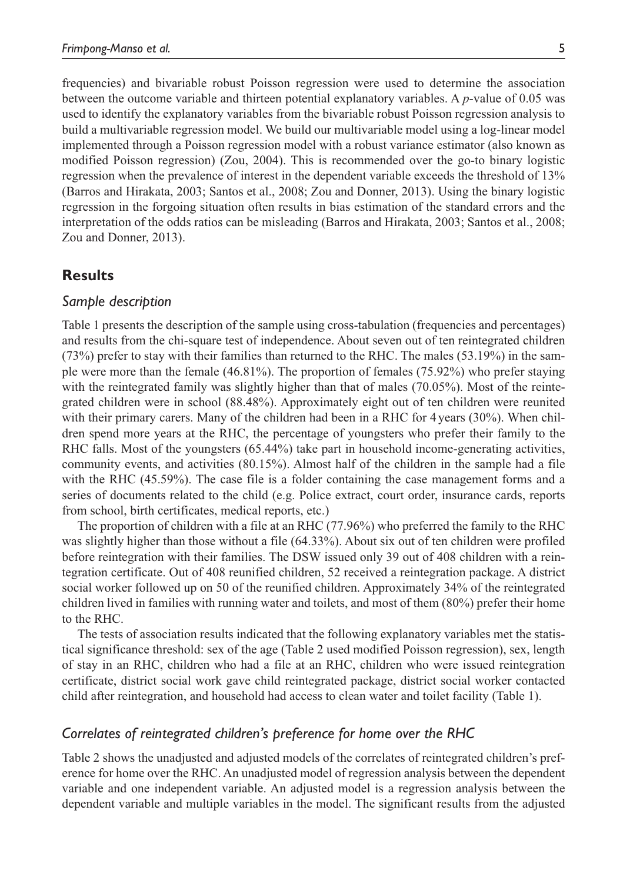frequencies) and bivariable robust Poisson regression were used to determine the association between the outcome variable and thirteen potential explanatory variables. A *p*-value of 0.05 was used to identify the explanatory variables from the bivariable robust Poisson regression analysis to build a multivariable regression model. We build our multivariable model using a log-linear model implemented through a Poisson regression model with a robust variance estimator (also known as modified Poisson regression) (Zou, 2004). This is recommended over the go-to binary logistic regression when the prevalence of interest in the dependent variable exceeds the threshold of 13% (Barros and Hirakata, 2003; Santos et al., 2008; Zou and Donner, 2013). Using the binary logistic regression in the forgoing situation often results in bias estimation of the standard errors and the interpretation of the odds ratios can be misleading (Barros and Hirakata, 2003; Santos et al., 2008; Zou and Donner, 2013).

## Results

### *Sample description*

Table 1 presents the description of the sample using cross-tabulation (frequencies and percentages) and results from the chi-square test of independence. About seven out of ten reintegrated children (73%) prefer to stay with their families than returned to the RHC. The males (53.19%) in the sample were more than the female (46.81%). The proportion of females (75.92%) who prefer staying with the reintegrated family was slightly higher than that of males (70.05%). Most of the reintegrated children were in school (88.48%). Approximately eight out of ten children were reunited with their primary carers. Many of the children had been in a RHC for 4 years (30%). When children spend more years at the RHC, the percentage of youngsters who prefer their family to the RHC falls. Most of the youngsters (65.44%) take part in household income-generating activities, community events, and activities (80.15%). Almost half of the children in the sample had a file with the RHC (45.59%). The case file is a folder containing the case management forms and a series of documents related to the child (e.g. Police extract, court order, insurance cards, reports from school, birth certificates, medical reports, etc.)

The proportion of children with a file at an RHC (77.96%) who preferred the family to the RHC was slightly higher than those without a file (64.33%). About six out of ten children were profiled before reintegration with their families. The DSW issued only 39 out of 408 children with a reintegration certificate. Out of 408 reunified children, 52 received a reintegration package. A district social worker followed up on 50 of the reunified children. Approximately 34% of the reintegrated children lived in families with running water and toilets, and most of them (80%) prefer their home to the RHC.

The tests of association results indicated that the following explanatory variables met the statistical significance threshold: sex of the age (Table 2 used modified Poisson regression), sex, length of stay in an RHC, children who had a file at an RHC, children who were issued reintegration certificate, district social work gave child reintegrated package, district social worker contacted child after reintegration, and household had access to clean water and toilet facility (Table 1).

### *Correlates of reintegrated children's preference for home over the RHC*

Table 2 shows the unadjusted and adjusted models of the correlates of reintegrated children's preference for home over the RHC. An unadjusted model of regression analysis between the dependent variable and one independent variable. An adjusted model is a regression analysis between the dependent variable and multiple variables in the model. The significant results from the adjusted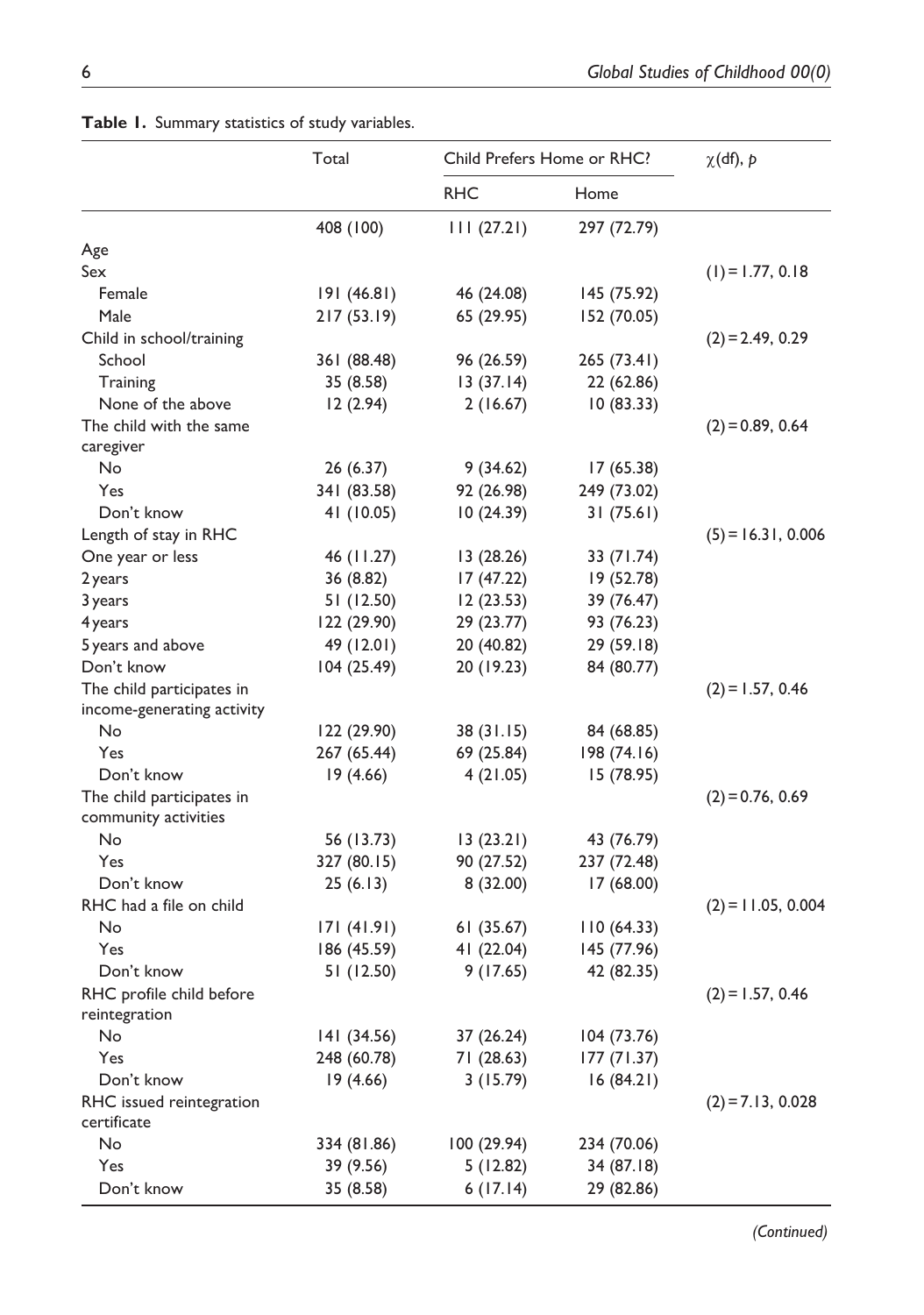**Table 1.** Summary statistics of study variables.

| | Total | Child Prefers Home or RHC? | | $\chi$(df), $p$ |
|---|---|---|---|---|
| | | RHC | Home | |
| | 408 (100) | 111 (27.21) | 297 (72.79) | |
| Age | | | | |
| Sex | | | | (1) = 1.77, 0.18 |
| Female | 191 (46.81) | 46 (24.08) | 145 (75.92) | |
| Male | 217 (53.19) | 65 (29.95) | 152 (70.05) | |
| Child in school/training | | | | (2) = 2.49, 0.29 |
| School | 361 (88.48) | 96 (26.59) | 265 (73.41) | |
| Training | 35 (8.58) | 13 (37.14) | 22 (62.86) | |
| None of the above | 12 (2.94) | 2 (16.67) | 10 (83.33) | |
| The child with the same caregiver | | | | (2) = 0.89, 0.64 |
| No | 26 (6.37) | 9 (34.62) | 17 (65.38) | |
| Yes | 341 (83.58) | 92 (26.98) | 249 (73.02) | |
| Don't know | 41 (10.05) | 10 (24.39) | 31 (75.61) | |
| Length of stay in RHC | | | | (5) = 16.31, 0.006 |
| One year or less | 46 (11.27) | 13 (28.26) | 33 (71.74) | |
| 2 years | 36 (8.82) | 17 (47.22) | 19 (52.78) | |
| 3 years | 51 (12.50) | 12 (23.53) | 39 (76.47) | |
| 4 years | 122 (29.90) | 29 (23.77) | 93 (76.23) | |
| 5 years and above | 49 (12.01) | 20 (40.82) | 29 (59.18) | |
| Don't know | 104 (25.49) | 20 (19.23) | 84 (80.77) | |
| The child participates in income-generating activity | | | | (2) = 1.57, 0.46 |
| No | 122 (29.90) | 38 (31.15) | 84 (68.85) | |
| Yes | 267 (65.44) | 69 (25.84) | 198 (74.16) | |
| Don't know | 19 (4.66) | 4 (21.05) | 15 (78.95) | |
| The child participates in community activities | | | | (2) = 0.76, 0.69 |
| No | 56 (13.73) | 13 (23.21) | 43 (76.79) | |
| Yes | 327 (80.15) | 90 (27.52) | 237 (72.48) | |
| Don't know | 25 (6.13) | 8 (32.00) | 17 (68.00) | |
| RHC had a file on child | | | | (2) = 11.05, 0.004 |
| No | 171 (41.91) | 61 (35.67) | 110 (64.33) | |
| Yes | 186 (45.59) | 41 (22.04) | 145 (77.96) | |
| Don't know | 51 (12.50) | 9 (17.65) | 42 (82.35) | |
| RHC profile child before reintegration | | | | (2) = 1.57, 0.46 |
| No | 141 (34.56) | 37 (26.24) | 104 (73.76) | |
| Yes | 248 (60.78) | 71 (28.63) | 177 (71.37) | |
| Don't know | 19 (4.66) | 3 (15.79) | 16 (84.21) | |
| RHC issued reintegration certificate | | | | (2) = 7.13, 0.028 |
| No | 334 (81.86) | 100 (29.94) | 234 (70.06) | |
| Yes | 39 (9.56) | 5 (12.82) | 34 (87.18) | |
| Don't know | 35 (8.58) | 6 (17.14) | 29 (82.86) | |

*(Continued)*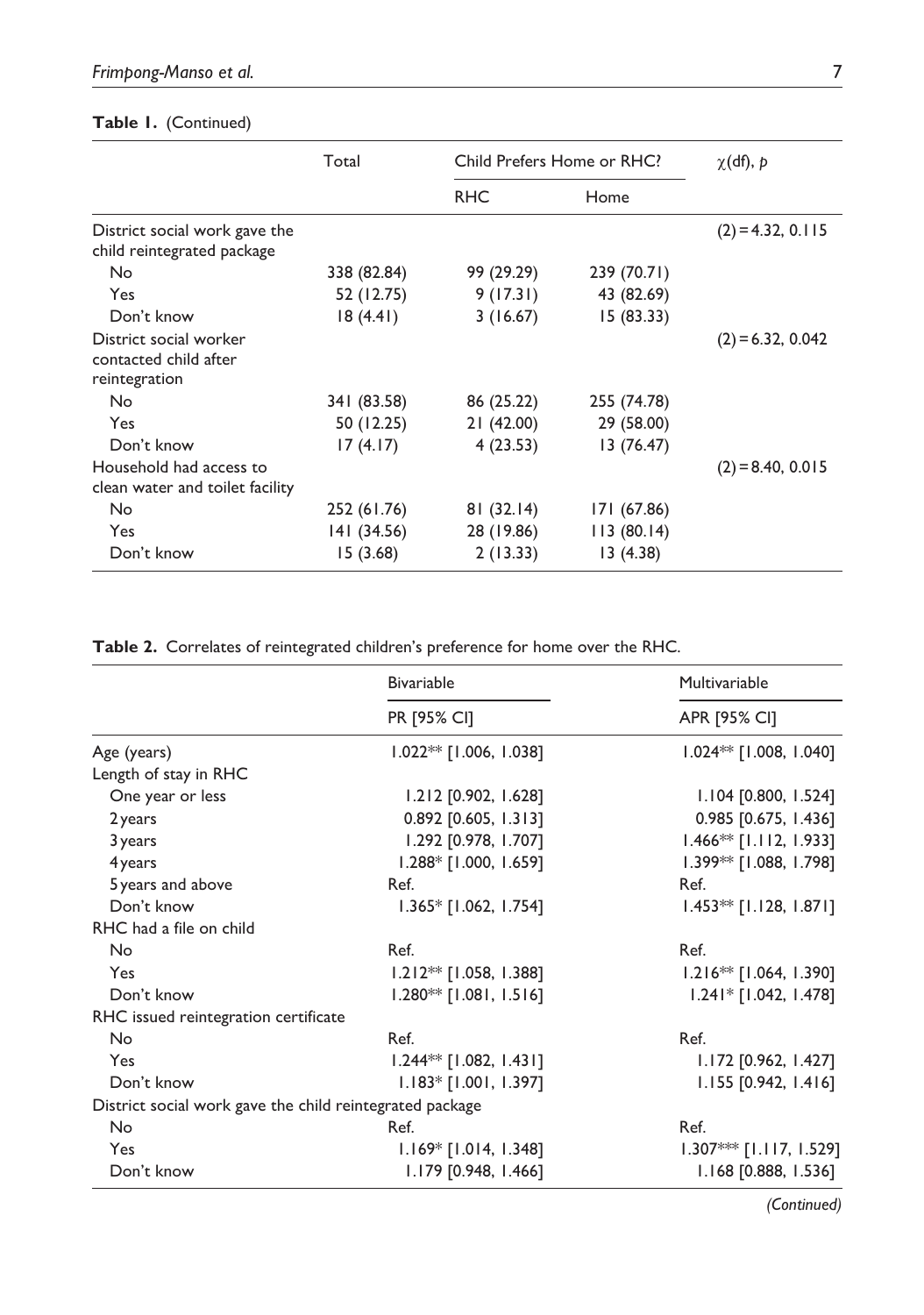**Table 1.** (Continued)

| | Total | Child Prefers Home or RHC? | | χ(df), *p* |
|---|---|---|---|---|
| | | RHC | Home | |
| District social work gave the child reintegrated package | | | | (2) = 4.32, 0.115 |
| No | 338 (82.84) | 99 (29.29) | 239 (70.71) | |
| Yes | 52 (12.75) | 9 (17.31) | 43 (82.69) | |
| Don't know | 18 (4.41) | 3 (16.67) | 15 (83.33) | |
| District social worker contacted child after reintegration | | | | (2) = 6.32, 0.042 |
| No | 341 (83.58) | 86 (25.22) | 255 (74.78) | |
| Yes | 50 (12.25) | 21 (42.00) | 29 (58.00) | |
| Don't know | 17 (4.17) | 4 (23.53) | 13 (76.47) | |
| Household had access to clean water and toilet facility | | | | (2) = 8.40, 0.015 |
| No | 252 (61.76) | 81 (32.14) | 171 (67.86) | |
| Yes | 141 (34.56) | 28 (19.86) | 113 (80.14) | |
| Don't know | 15 (3.68) | 2 (13.33) | 13 (4.38) | |

**Table 2.** Correlates of reintegrated children's preference for home over the RHC.

| | Bivariable | Multivariable |
|---|---|---|
| | PR [95% CI] | APR [95% CI] |
| Age (years) | 1.022** [1.006, 1.038] | 1.024** [1.008, 1.040] |
| Length of stay in RHC | | |
| One year or less | 1.212 [0.902, 1.628] | 1.104 [0.800, 1.524] |
| 2 years | 0.892 [0.605, 1.313] | 0.985 [0.675, 1.436] |
| 3 years | 1.292 [0.978, 1.707] | 1.466** [1.112, 1.933] |
| 4 years | 1.288* [1.000, 1.659] | 1.399** [1.088, 1.798] |
| 5 years and above | Ref. | Ref. |
| Don't know | 1.365* [1.062, 1.754] | 1.453** [1.128, 1.871] |
| RHC had a file on child | | |
| No | Ref. | Ref. |
| Yes | 1.212** [1.058, 1.388] | 1.216** [1.064, 1.390] |
| Don't know | 1.280** [1.081, 1.516] | 1.241* [1.042, 1.478] |
| RHC issued reintegration certificate | | |
| No | Ref. | Ref. |
| Yes | 1.244** [1.082, 1.431] | 1.172 [0.962, 1.427] |
| Don't know | 1.183* [1.001, 1.397] | 1.155 [0.942, 1.416] |
| District social work gave the child reintegrated package | | |
| No | Ref. | Ref. |
| Yes | 1.169* [1.014, 1.348] | 1.307*** [1.117, 1.529] |
| Don't know | 1.179 [0.948, 1.466] | 1.168 [0.888, 1.536] |

*(Continued)*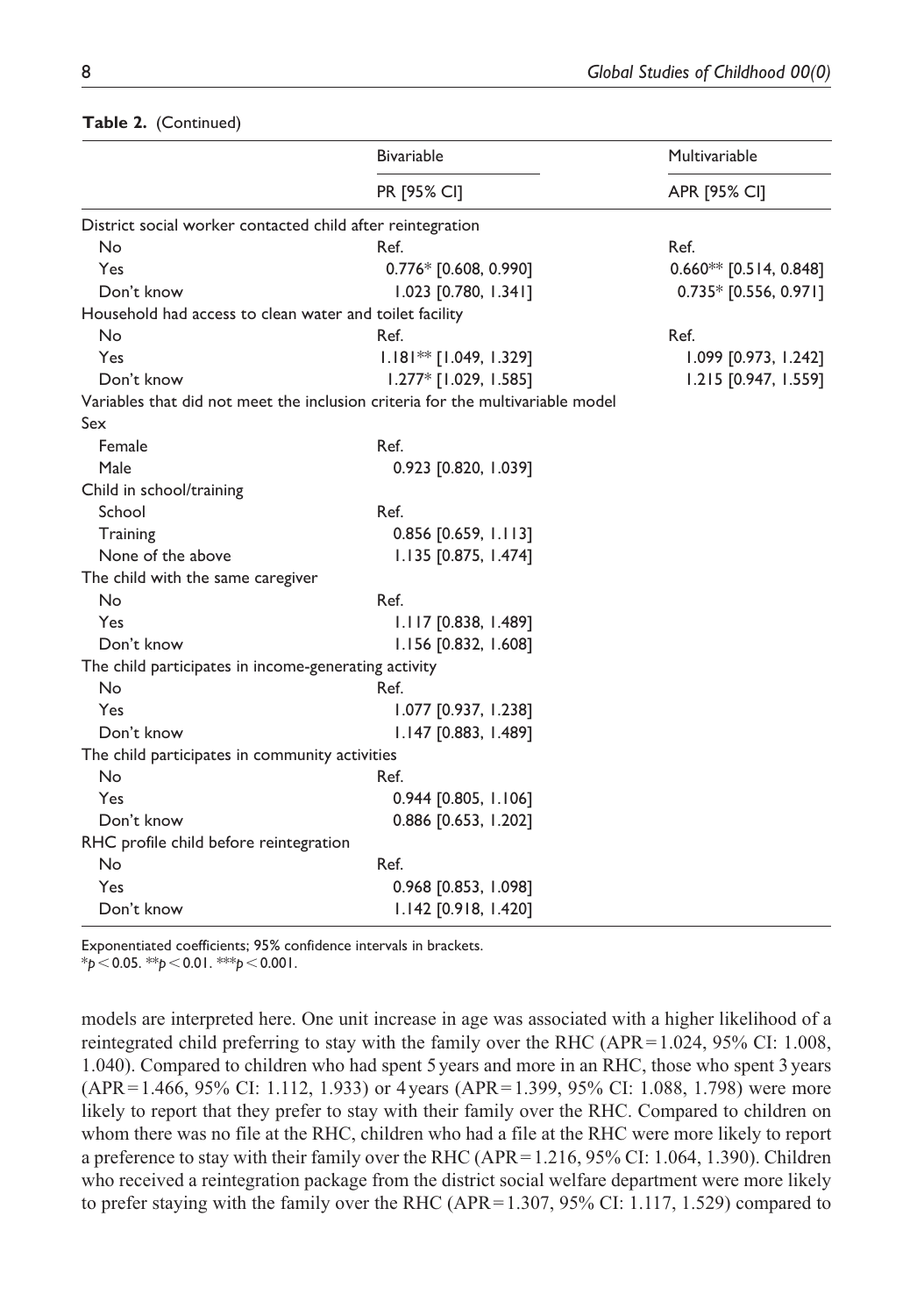**Table 2.** (Continued)

| | Bivariable | Multivariable |
|---|---|---|
| | PR [95% CI] | APR [95% CI] |
| District social worker contacted child after reintegration | | |
| No | Ref. | Ref. |
| Yes | 0.776* [0.608, 0.990] | 0.660** [0.514, 0.848] |
| Don't know | 1.023 [0.780, 1.341] | 0.735* [0.556, 0.971] |
| Household had access to clean water and toilet facility | | |
| No | Ref. | Ref. |
| Yes | 1.181** [1.049, 1.329] | 1.099 [0.973, 1.242] |
| Don't know | 1.277* [1.029, 1.585] | 1.215 [0.947, 1.559] |
| Variables that did not meet the inclusion criteria for the multivariable model | | |
| Sex | | |
| Female | Ref. | |
| Male | 0.923 [0.820, 1.039] | |
| Child in school/training | | |
| School | Ref. | |
| Training | 0.856 [0.659, 1.113] | |
| None of the above | 1.135 [0.875, 1.474] | |
| The child with the same caregiver | | |
| No | Ref. | |
| Yes | 1.117 [0.838, 1.489] | |
| Don't know | 1.156 [0.832, 1.608] | |
| The child participates in income-generating activity | | |
| No | Ref. | |
| Yes | 1.077 [0.937, 1.238] | |
| Don't know | 1.147 [0.883, 1.489] | |
| The child participates in community activities | | |
| No | Ref. | |
| Yes | 0.944 [0.805, 1.106] | |
| Don't know | 0.886 [0.653, 1.202] | |
| RHC profile child before reintegration | | |
| No | Ref. | |
| Yes | 0.968 [0.853, 1.098] | |
| Don't know | 1.142 [0.918, 1.420] | |

Exponentiated coefficients; 95% confidence intervals in brackets.
*$p < 0.05$. **$p < 0.01$. ***$p < 0.001$.

models are interpreted here. One unit increase in age was associated with a higher likelihood of a reintegrated child preferring to stay with the family over the RHC (APR = 1.024, 95% CI: 1.008, 1.040). Compared to children who had spent 5 years and more in an RHC, those who spent 3 years (APR = 1.466, 95% CI: 1.112, 1.933) or 4 years (APR = 1.399, 95% CI: 1.088, 1.798) were more likely to report that they prefer to stay with their family over the RHC. Compared to children on whom there was no file at the RHC, children who had a file at the RHC were more likely to report a preference to stay with their family over the RHC (APR = 1.216, 95% CI: 1.064, 1.390). Children who received a reintegration package from the district social welfare department were more likely to prefer staying with the family over the RHC (APR = 1.307, 95% CI: 1.117, 1.529) compared to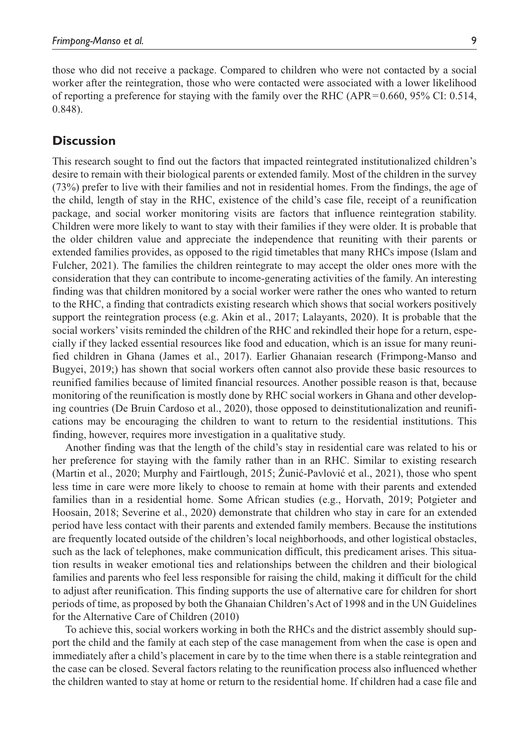those who did not receive a package. Compared to children who were not contacted by a social worker after the reintegration, those who were contacted were associated with a lower likelihood of reporting a preference for staying with the family over the RHC (APR = 0.660, 95% CI: 0.514, 0.848).

## Discussion

This research sought to find out the factors that impacted reintegrated institutionalized children's desire to remain with their biological parents or extended family. Most of the children in the survey (73%) prefer to live with their families and not in residential homes. From the findings, the age of the child, length of stay in the RHC, existence of the child's case file, receipt of a reunification package, and social worker monitoring visits are factors that influence reintegration stability. Children were more likely to want to stay with their families if they were older. It is probable that the older children value and appreciate the independence that reuniting with their parents or extended families provides, as opposed to the rigid timetables that many RHCs impose (Islam and Fulcher, 2021). The families the children reintegrate to may accept the older ones more with the consideration that they can contribute to income-generating activities of the family. An interesting finding was that children monitored by a social worker were rather the ones who wanted to return to the RHC, a finding that contradicts existing research which shows that social workers positively support the reintegration process (e.g. Akin et al., 2017; Lalayants, 2020). It is probable that the social workers' visits reminded the children of the RHC and rekindled their hope for a return, especially if they lacked essential resources like food and education, which is an issue for many reunified children in Ghana (James et al., 2017). Earlier Ghanaian research (Frimpong-Manso and Bugyei, 2019;) has shown that social workers often cannot also provide these basic resources to reunified families because of limited financial resources. Another possible reason is that, because monitoring of the reunification is mostly done by RHC social workers in Ghana and other developing countries (De Bruin Cardoso et al., 2020), those opposed to deinstitutionalization and reunifications may be encouraging the children to want to return to the residential institutions. This finding, however, requires more investigation in a qualitative study.

Another finding was that the length of the child's stay in residential care was related to his or her preference for staying with the family rather than in an RHC. Similar to existing research (Martin et al., 2020; Murphy and Fairtlough, 2015; Žunić-Pavlović et al., 2021), those who spent less time in care were more likely to choose to remain at home with their parents and extended families than in a residential home. Some African studies (e.g., Horvath, 2019; Potgieter and Hoosain, 2018; Severine et al., 2020) demonstrate that children who stay in care for an extended period have less contact with their parents and extended family members. Because the institutions are frequently located outside of the children's local neighborhoods, and other logistical obstacles, such as the lack of telephones, make communication difficult, this predicament arises. This situation results in weaker emotional ties and relationships between the children and their biological families and parents who feel less responsible for raising the child, making it difficult for the child to adjust after reunification. This finding supports the use of alternative care for children for short periods of time, as proposed by both the Ghanaian Children's Act of 1998 and in the UN Guidelines for the Alternative Care of Children (2010)

To achieve this, social workers working in both the RHCs and the district assembly should support the child and the family at each step of the case management from when the case is open and immediately after a child's placement in care by to the time when there is a stable reintegration and the case can be closed. Several factors relating to the reunification process also influenced whether the children wanted to stay at home or return to the residential home. If children had a case file and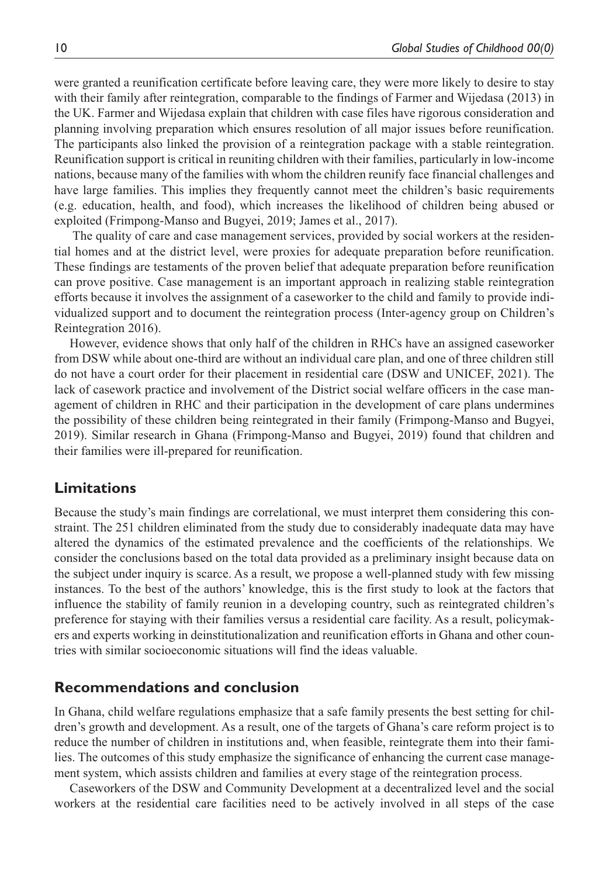were granted a reunification certificate before leaving care, they were more likely to desire to stay with their family after reintegration, comparable to the findings of Farmer and Wijedasa (2013) in the UK. Farmer and Wijedasa explain that children with case files have rigorous consideration and planning involving preparation which ensures resolution of all major issues before reunification. The participants also linked the provision of a reintegration package with a stable reintegration. Reunification support is critical in reuniting children with their families, particularly in low-income nations, because many of the families with whom the children reunify face financial challenges and have large families. This implies they frequently cannot meet the children's basic requirements (e.g. education, health, and food), which increases the likelihood of children being abused or exploited (Frimpong-Manso and Bugyei, 2019; James et al., 2017).

The quality of care and case management services, provided by social workers at the residential homes and at the district level, were proxies for adequate preparation before reunification. These findings are testaments of the proven belief that adequate preparation before reunification can prove positive. Case management is an important approach in realizing stable reintegration efforts because it involves the assignment of a caseworker to the child and family to provide individualized support and to document the reintegration process (Inter-agency group on Children's Reintegration 2016).

However, evidence shows that only half of the children in RHCs have an assigned caseworker from DSW while about one-third are without an individual care plan, and one of three children still do not have a court order for their placement in residential care (DSW and UNICEF, 2021). The lack of casework practice and involvement of the District social welfare officers in the case management of children in RHC and their participation in the development of care plans undermines the possibility of these children being reintegrated in their family (Frimpong-Manso and Bugyei, 2019). Similar research in Ghana (Frimpong-Manso and Bugyei, 2019) found that children and their families were ill-prepared for reunification.

## Limitations

Because the study's main findings are correlational, we must interpret them considering this constraint. The 251 children eliminated from the study due to considerably inadequate data may have altered the dynamics of the estimated prevalence and the coefficients of the relationships. We consider the conclusions based on the total data provided as a preliminary insight because data on the subject under inquiry is scarce. As a result, we propose a well-planned study with few missing instances. To the best of the authors' knowledge, this is the first study to look at the factors that influence the stability of family reunion in a developing country, such as reintegrated children's preference for staying with their families versus a residential care facility. As a result, policymakers and experts working in deinstitutionalization and reunification efforts in Ghana and other countries with similar socioeconomic situations will find the ideas valuable.

## Recommendations and conclusion

In Ghana, child welfare regulations emphasize that a safe family presents the best setting for children's growth and development. As a result, one of the targets of Ghana's care reform project is to reduce the number of children in institutions and, when feasible, reintegrate them into their families. The outcomes of this study emphasize the significance of enhancing the current case management system, which assists children and families at every stage of the reintegration process.

Caseworkers of the DSW and Community Development at a decentralized level and the social workers at the residential care facilities need to be actively involved in all steps of the case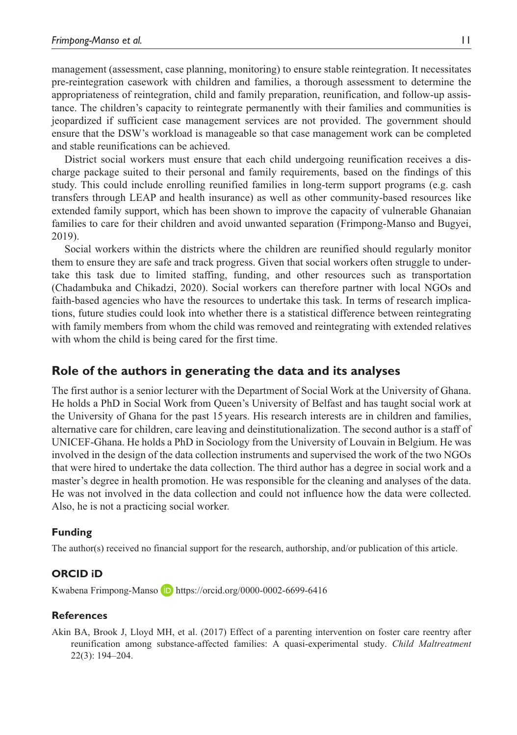management (assessment, case planning, monitoring) to ensure stable reintegration. It necessitates pre-reintegration casework with children and families, a thorough assessment to determine the appropriateness of reintegration, child and family preparation, reunification, and follow-up assistance. The children's capacity to reintegrate permanently with their families and communities is jeopardized if sufficient case management services are not provided. The government should ensure that the DSW's workload is manageable so that case management work can be completed and stable reunifications can be achieved.

District social workers must ensure that each child undergoing reunification receives a discharge package suited to their personal and family requirements, based on the findings of this study. This could include enrolling reunified families in long-term support programs (e.g. cash transfers through LEAP and health insurance) as well as other community-based resources like extended family support, which has been shown to improve the capacity of vulnerable Ghanaian families to care for their children and avoid unwanted separation (Frimpong-Manso and Bugyei, 2019).

Social workers within the districts where the children are reunified should regularly monitor them to ensure they are safe and track progress. Given that social workers often struggle to undertake this task due to limited staffing, funding, and other resources such as transportation (Chadambuka and Chikadzi, 2020). Social workers can therefore partner with local NGOs and faith-based agencies who have the resources to undertake this task. In terms of research implications, future studies could look into whether there is a statistical difference between reintegrating with family members from whom the child was removed and reintegrating with extended relatives with whom the child is being cared for the first time.

## Role of the authors in generating the data and its analyses

The first author is a senior lecturer with the Department of Social Work at the University of Ghana. He holds a PhD in Social Work from Queen's University of Belfast and has taught social work at the University of Ghana for the past 15 years. His research interests are in children and families, alternative care for children, care leaving and deinstitutionalization. The second author is a staff of UNICEF-Ghana. He holds a PhD in Sociology from the University of Louvain in Belgium. He was involved in the design of the data collection instruments and supervised the work of the two NGOs that were hired to undertake the data collection. The third author has a degree in social work and a master's degree in health promotion. He was responsible for the cleaning and analyses of the data. He was not involved in the data collection and could not influence how the data were collected. Also, he is not a practicing social worker.

### Funding

The author(s) received no financial support for the research, authorship, and/or publication of this article.

### ORCID iD

Kwabena Frimpong-Manso https://orcid.org/0000-0002-6699-6416

### References

Akin BA, Brook J, Lloyd MH, et al. (2017) Effect of a parenting intervention on foster care reentry after reunification among substance-affected families: A quasi-experimental study. *Child Maltreatment* 22(3): 194–204.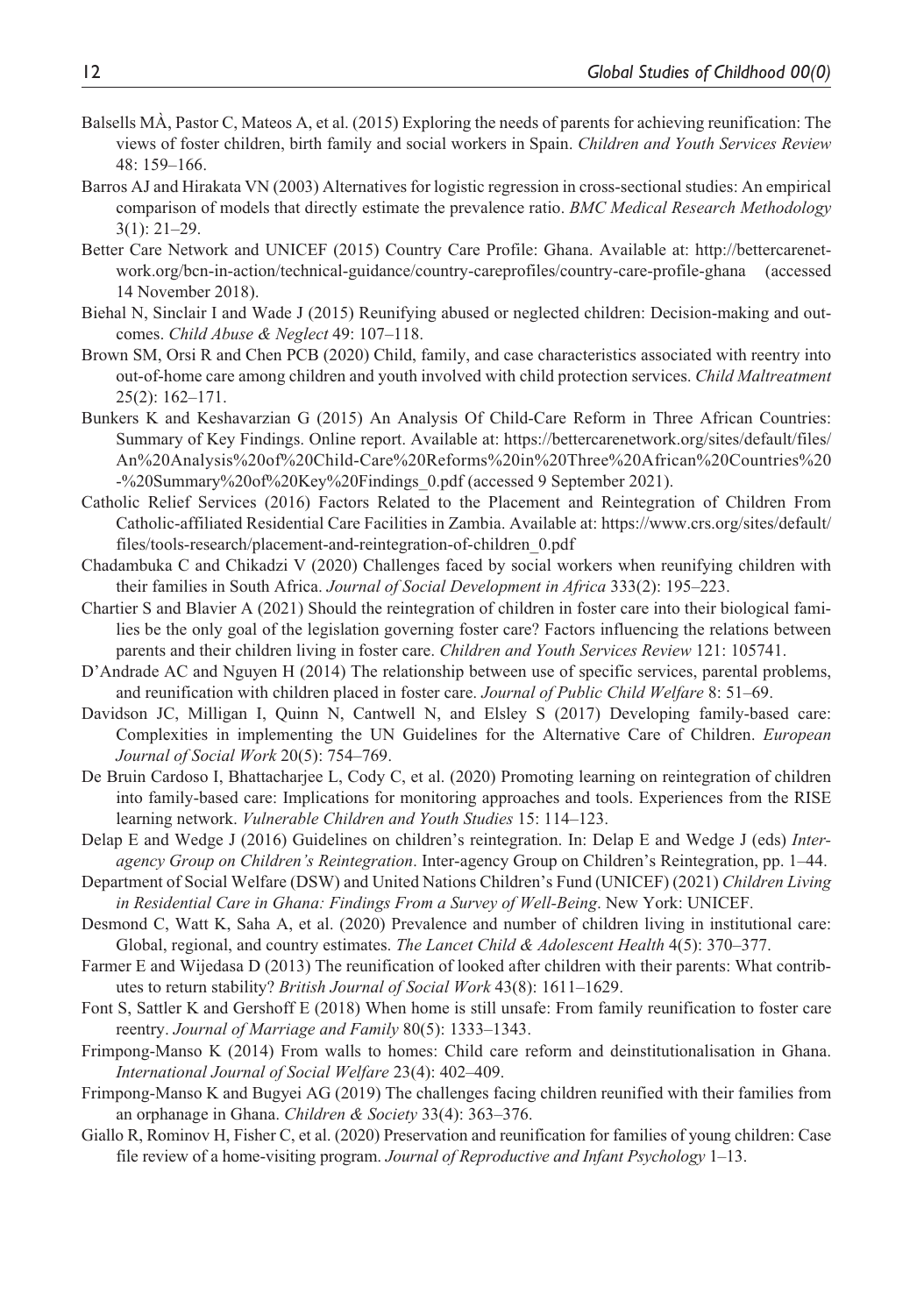Balsells MÀ, Pastor C, Mateos A, et al. (2015) Exploring the needs of parents for achieving reunification: The views of foster children, birth family and social workers in Spain. *Children and Youth Services Review* 48: 159–166.

Barros AJ and Hirakata VN (2003) Alternatives for logistic regression in cross-sectional studies: An empirical comparison of models that directly estimate the prevalence ratio. *BMC Medical Research Methodology* 3(1): 21–29.

Better Care Network and UNICEF (2015) Country Care Profile: Ghana. Available at: http://bettercarenetwork.org/bcn-in-action/technical-guidance/country-careprofiles/country-care-profile-ghana (accessed 14 November 2018).

Biehal N, Sinclair I and Wade J (2015) Reunifying abused or neglected children: Decision-making and outcomes. *Child Abuse & Neglect* 49: 107–118.

Brown SM, Orsi R and Chen PCB (2020) Child, family, and case characteristics associated with reentry into out-of-home care among children and youth involved with child protection services. *Child Maltreatment* 25(2): 162–171.

Bunkers K and Keshavarzian G (2015) An Analysis Of Child-Care Reform in Three African Countries: Summary of Key Findings. Online report. Available at: https://bettercarenetwork.org/sites/default/files/An%20Analysis%20of%20Child-Care%20Reforms%20in%20Three%20African%20Countries%20-%20Summary%20of%20Key%20Findings_0.pdf (accessed 9 September 2021).

Catholic Relief Services (2016) Factors Related to the Placement and Reintegration of Children From Catholic-affiliated Residential Care Facilities in Zambia. Available at: https://www.crs.org/sites/default/files/tools-research/placement-and-reintegration-of-children_0.pdf

Chadambuka C and Chikadzi V (2020) Challenges faced by social workers when reunifying children with their families in South Africa. *Journal of Social Development in Africa* 333(2): 195–223.

Chartier S and Blavier A (2021) Should the reintegration of children in foster care into their biological families be the only goal of the legislation governing foster care? Factors influencing the relations between parents and their children living in foster care. *Children and Youth Services Review* 121: 105741.

D'Andrade AC and Nguyen H (2014) The relationship between use of specific services, parental problems, and reunification with children placed in foster care. *Journal of Public Child Welfare* 8: 51–69.

Davidson JC, Milligan I, Quinn N, Cantwell N, and Elsley S (2017) Developing family-based care: Complexities in implementing the UN Guidelines for the Alternative Care of Children. *European Journal of Social Work* 20(5): 754–769.

De Bruin Cardoso I, Bhattacharjee L, Cody C, et al. (2020) Promoting learning on reintegration of children into family-based care: Implications for monitoring approaches and tools. Experiences from the RISE learning network. *Vulnerable Children and Youth Studies* 15: 114–123.

Delap E and Wedge J (2016) Guidelines on children's reintegration. In: Delap E and Wedge J (eds) *Inter-agency Group on Children's Reintegration*. Inter-agency Group on Children's Reintegration, pp. 1–44.

Department of Social Welfare (DSW) and United Nations Children's Fund (UNICEF) (2021) *Children Living in Residential Care in Ghana: Findings From a Survey of Well-Being*. New York: UNICEF.

Desmond C, Watt K, Saha A, et al. (2020) Prevalence and number of children living in institutional care: Global, regional, and country estimates. *The Lancet Child & Adolescent Health* 4(5): 370–377.

Farmer E and Wijedasa D (2013) The reunification of looked after children with their parents: What contributes to return stability? *British Journal of Social Work* 43(8): 1611–1629.

Font S, Sattler K and Gershoff E (2018) When home is still unsafe: From family reunification to foster care reentry. *Journal of Marriage and Family* 80(5): 1333–1343.

Frimpong-Manso K (2014) From walls to homes: Child care reform and deinstitutionalisation in Ghana. *International Journal of Social Welfare* 23(4): 402–409.

Frimpong-Manso K and Bugyei AG (2019) The challenges facing children reunified with their families from an orphanage in Ghana. *Children & Society* 33(4): 363–376.

Giallo R, Rominov H, Fisher C, et al. (2020) Preservation and reunification for families of young children: Case file review of a home-visiting program. *Journal of Reproductive and Infant Psychology* 1–13.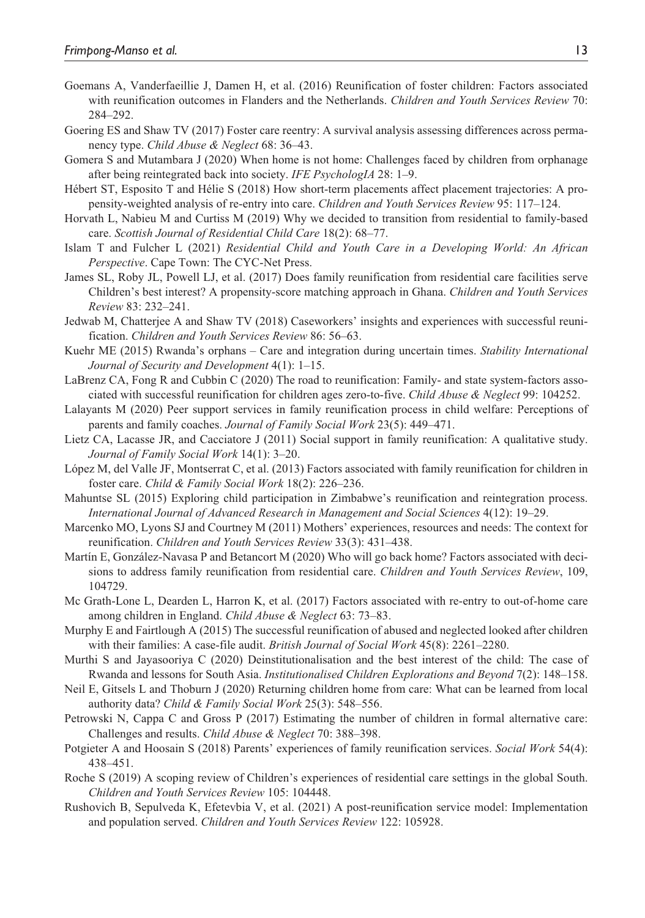Goemans A, Vanderfaeillie J, Damen H, et al. (2016) Reunification of foster children: Factors associated with reunification outcomes in Flanders and the Netherlands. *Children and Youth Services Review* 70: 284–292.

Goering ES and Shaw TV (2017) Foster care reentry: A survival analysis assessing differences across permanency type. *Child Abuse & Neglect* 68: 36–43.

Gomera S and Mutambara J (2020) When home is not home: Challenges faced by children from orphanage after being reintegrated back into society. *IFE PsychologIA* 28: 1–9.

Hébert ST, Esposito T and Hélie S (2018) How short-term placements affect placement trajectories: A propensity-weighted analysis of re-entry into care. *Children and Youth Services Review* 95: 117–124.

Horvath L, Nabieu M and Curtiss M (2019) Why we decided to transition from residential to family-based care. *Scottish Journal of Residential Child Care* 18(2): 68–77.

Islam T and Fulcher L (2021) *Residential Child and Youth Care in a Developing World: An African Perspective*. Cape Town: The CYC-Net Press.

James SL, Roby JL, Powell LJ, et al. (2017) Does family reunification from residential care facilities serve Children's best interest? A propensity-score matching approach in Ghana. *Children and Youth Services Review* 83: 232–241.

Jedwab M, Chatterjee A and Shaw TV (2018) Caseworkers' insights and experiences with successful reunification. *Children and Youth Services Review* 86: 56–63.

Kuehr ME (2015) Rwanda's orphans – Care and integration during uncertain times. *Stability International Journal of Security and Development* 4(1): 1–15.

LaBrenz CA, Fong R and Cubbin C (2020) The road to reunification: Family- and state system-factors associated with successful reunification for children ages zero-to-five. *Child Abuse & Neglect* 99: 104252.

Lalayants M (2020) Peer support services in family reunification process in child welfare: Perceptions of parents and family coaches. *Journal of Family Social Work* 23(5): 449–471.

Lietz CA, Lacasse JR, and Cacciatore J (2011) Social support in family reunification: A qualitative study. *Journal of Family Social Work* 14(1): 3–20.

López M, del Valle JF, Montserrat C, et al. (2013) Factors associated with family reunification for children in foster care. *Child & Family Social Work* 18(2): 226–236.

Mahuntse SL (2015) Exploring child participation in Zimbabwe's reunification and reintegration process. *International Journal of Advanced Research in Management and Social Sciences* 4(12): 19–29.

Marcenko MO, Lyons SJ and Courtney M (2011) Mothers' experiences, resources and needs: The context for reunification. *Children and Youth Services Review* 33(3): 431–438.

Martín E, González-Navasa P and Betancort M (2020) Who will go back home? Factors associated with decisions to address family reunification from residential care. *Children and Youth Services Review*, 109, 104729.

Mc Grath-Lone L, Dearden L, Harron K, et al. (2017) Factors associated with re-entry to out-of-home care among children in England. *Child Abuse & Neglect* 63: 73–83.

Murphy E and Fairtlough A (2015) The successful reunification of abused and neglected looked after children with their families: A case-file audit. *British Journal of Social Work* 45(8): 2261–2280.

Murthi S and Jayasooriya C (2020) Deinstitutionalisation and the best interest of the child: The case of Rwanda and lessons for South Asia. *Institutionalised Children Explorations and Beyond* 7(2): 148–158.

Neil E, Gitsels L and Thoburn J (2020) Returning children home from care: What can be learned from local authority data? *Child & Family Social Work* 25(3): 548–556.

Petrowski N, Cappa C and Gross P (2017) Estimating the number of children in formal alternative care: Challenges and results. *Child Abuse & Neglect* 70: 388–398.

Potgieter A and Hoosain S (2018) Parents' experiences of family reunification services. *Social Work* 54(4): 438–451.

Roche S (2019) A scoping review of Children's experiences of residential care settings in the global South. *Children and Youth Services Review* 105: 104448.

Rushovich B, Sepulveda K, Efetevbia V, et al. (2021) A post-reunification service model: Implementation and population served. *Children and Youth Services Review* 122: 105928.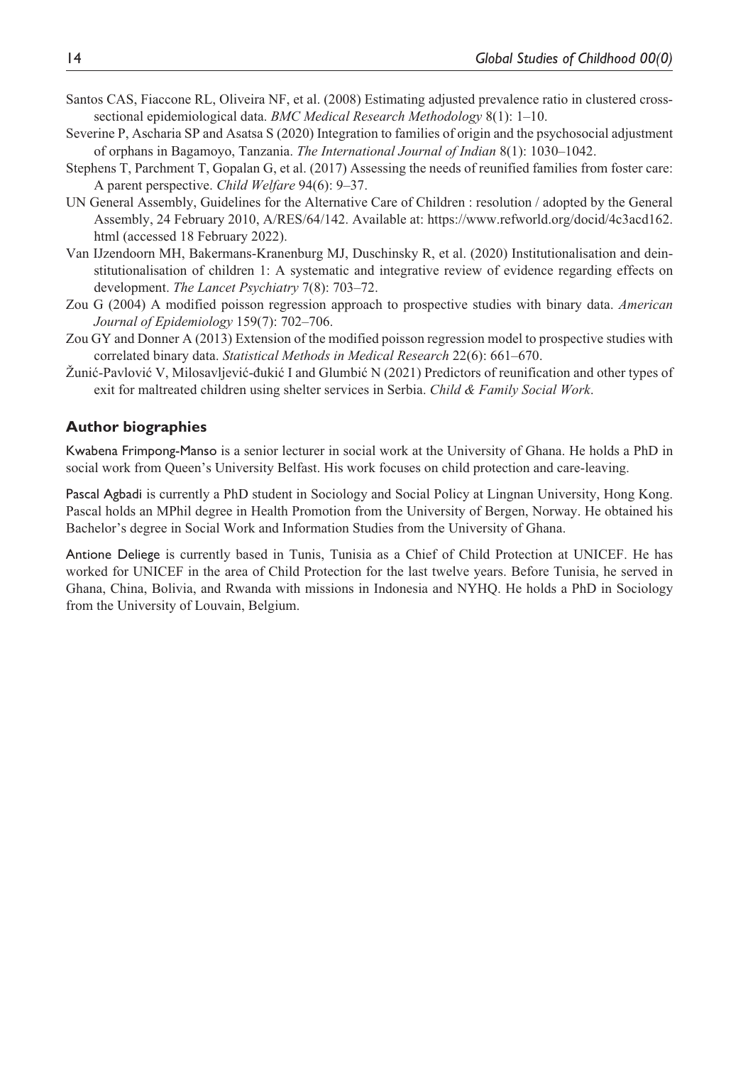Santos CAS, Fiaccone RL, Oliveira NF, et al. (2008) Estimating adjusted prevalence ratio in clustered cross-sectional epidemiological data. *BMC Medical Research Methodology* 8(1): 1–10.

Severine P, Ascharia SP and Asatsa S (2020) Integration to families of origin and the psychosocial adjustment of orphans in Bagamoyo, Tanzania. *The International Journal of Indian* 8(1): 1030–1042.

Stephens T, Parchment T, Gopalan G, et al. (2017) Assessing the needs of reunified families from foster care: A parent perspective. *Child Welfare* 94(6): 9–37.

UN General Assembly, Guidelines for the Alternative Care of Children : resolution / adopted by the General Assembly, 24 February 2010, A/RES/64/142. Available at: https://www.refworld.org/docid/4c3acd162.html (accessed 18 February 2022).

Van IJzendoorn MH, Bakermans-Kranenburg MJ, Duschinsky R, et al. (2020) Institutionalisation and deinstitutionalisation of children 1: A systematic and integrative review of evidence regarding effects on development. *The Lancet Psychiatry* 7(8): 703–72.

Zou G (2004) A modified poisson regression approach to prospective studies with binary data. *American Journal of Epidemiology* 159(7): 702–706.

Zou GY and Donner A (2013) Extension of the modified poisson regression model to prospective studies with correlated binary data. *Statistical Methods in Medical Research* 22(6): 661–670.

Žunić-Pavlović V, Milosavljević-đukić I and Glumbić N (2021) Predictors of reunification and other types of exit for maltreated children using shelter services in Serbia. *Child & Family Social Work*.

## Author biographies

Kwabena Frimpong-Manso is a senior lecturer in social work at the University of Ghana. He holds a PhD in social work from Queen's University Belfast. His work focuses on child protection and care-leaving.

Pascal Agbadi is currently a PhD student in Sociology and Social Policy at Lingnan University, Hong Kong. Pascal holds an MPhil degree in Health Promotion from the University of Bergen, Norway. He obtained his Bachelor's degree in Social Work and Information Studies from the University of Ghana.

Antione Deliege is currently based in Tunis, Tunisia as a Chief of Child Protection at UNICEF. He has worked for UNICEF in the area of Child Protection for the last twelve years. Before Tunisia, he served in Ghana, China, Bolivia, and Rwanda with missions in Indonesia and NYHQ. He holds a PhD in Sociology from the University of Louvain, Belgium.